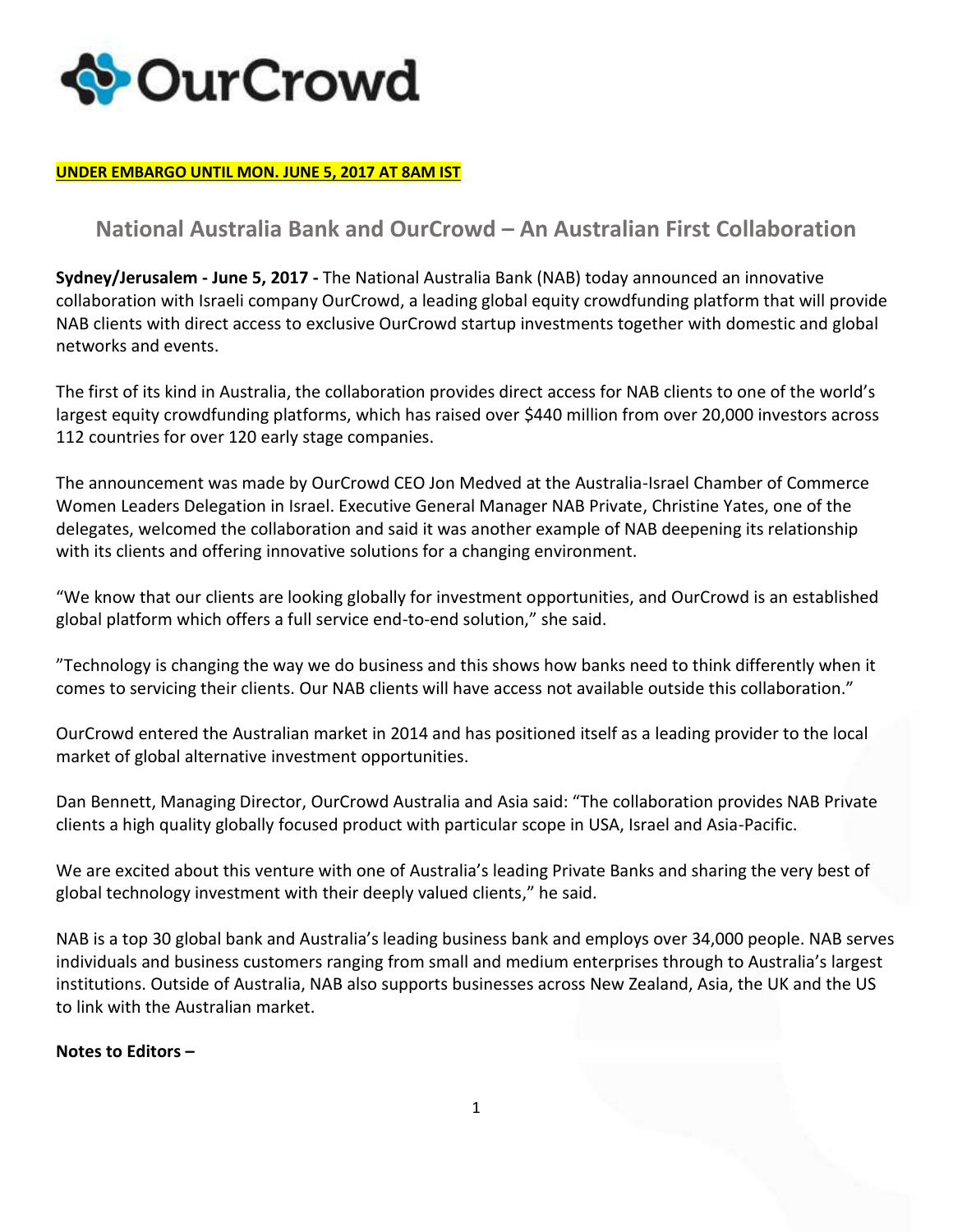OurCrowd

**UNDER EMBARGO UNTIL MON. JUNE 5, 2017 AT 8AM IST**

## National Australia Bank and OurCrowd – An Australian First Collaboration

**Sydney/Jerusalem - June 5, 2017 -** The National Australia Bank (NAB) today announced an innovative collaboration with Israeli company OurCrowd, a leading global equity crowdfunding platform that will provide NAB clients with direct access to exclusive OurCrowd startup investments together with domestic and global networks and events.

The first of its kind in Australia, the collaboration provides direct access for NAB clients to one of the world's largest equity crowdfunding platforms, which has raised over $440 million from over 20,000 investors across 112 countries for over 120 early stage companies.

The announcement was made by OurCrowd CEO Jon Medved at the Australia-Israel Chamber of Commerce Women Leaders Delegation in Israel. Executive General Manager NAB Private, Christine Yates, one of the delegates, welcomed the collaboration and said it was another example of NAB deepening its relationship with its clients and offering innovative solutions for a changing environment.

"We know that our clients are looking globally for investment opportunities, and OurCrowd is an established global platform which offers a full service end-to-end solution," she said.

"Technology is changing the way we do business and this shows how banks need to think differently when it comes to servicing their clients. Our NAB clients will have access not available outside this collaboration."

OurCrowd entered the Australian market in 2014 and has positioned itself as a leading provider to the local market of global alternative investment opportunities.

Dan Bennett, Managing Director, OurCrowd Australia and Asia said: "The collaboration provides NAB Private clients a high quality globally focused product with particular scope in USA, Israel and Asia-Pacific.

We are excited about this venture with one of Australia's leading Private Banks and sharing the very best of global technology investment with their deeply valued clients," he said.

NAB is a top 30 global bank and Australia's leading business bank and employs over 34,000 people. NAB serves individuals and business customers ranging from small and medium enterprises through to Australia's largest institutions. Outside of Australia, NAB also supports businesses across New Zealand, Asia, the UK and the US to link with the Australian market.

**Notes to Editors –**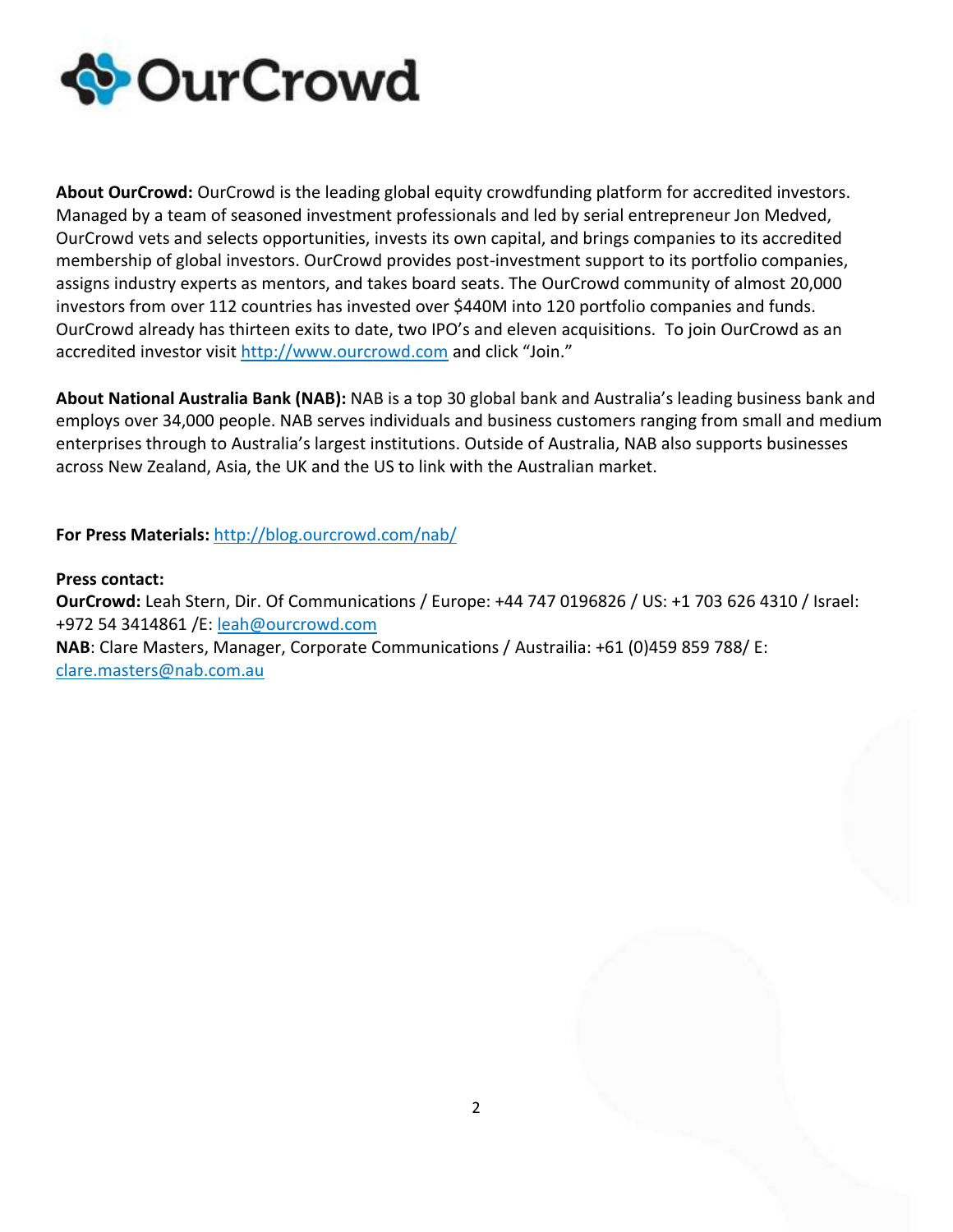**About OurCrowd:** OurCrowd is the leading global equity crowdfunding platform for accredited investors. Managed by a team of seasoned investment professionals and led by serial entrepreneur Jon Medved, OurCrowd vets and selects opportunities, invests its own capital, and brings companies to its accredited membership of global investors. OurCrowd provides post-investment support to its portfolio companies, assigns industry experts as mentors, and takes board seats. The OurCrowd community of almost 20,000 investors from over 112 countries has invested over $440M into 120 portfolio companies and funds. OurCrowd already has thirteen exits to date, two IPO's and eleven acquisitions. To join OurCrowd as an accredited investor visit http://www.ourcrowd.com and click "Join."

**About National Australia Bank (NAB):** NAB is a top 30 global bank and Australia's leading business bank and employs over 34,000 people. NAB serves individuals and business customers ranging from small and medium enterprises through to Australia's largest institutions. Outside of Australia, NAB also supports businesses across New Zealand, Asia, the UK and the US to link with the Australian market.

**For Press Materials:** http://blog.ourcrowd.com/nab/

**Press contact:**
**OurCrowd:** Leah Stern, Dir. Of Communications / Europe: +44 747 0196826 / US: +1 703 626 4310 / Israel: +972 54 3414861 /E: leah@ourcrowd.com
**NAB**: Clare Masters, Manager, Corporate Communications / Austrailia: +61 (0)459 859 788/ E: clare.masters@nab.com.au